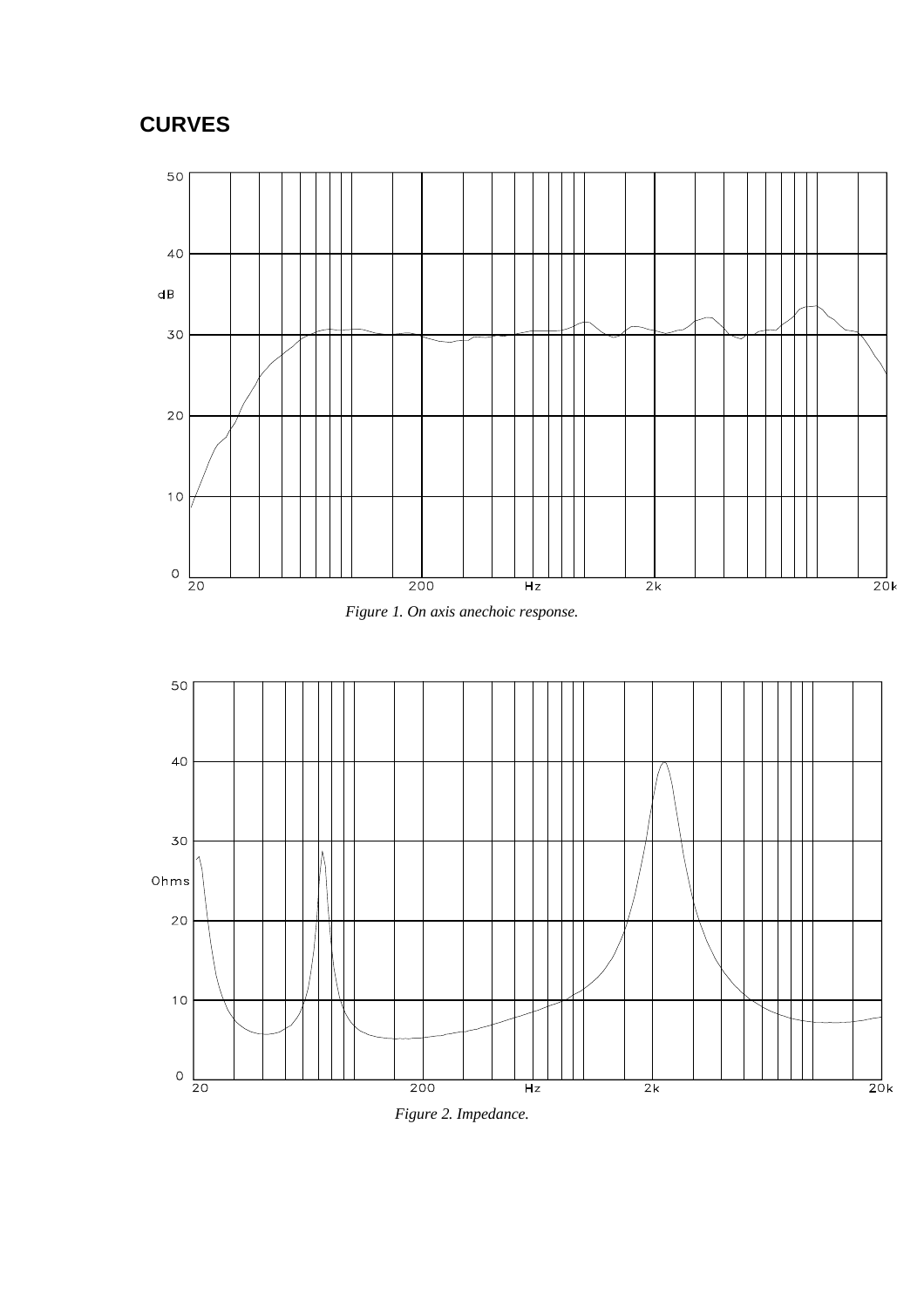# CURVES

*Figure 1. On axis anechoic response.*

*Figure 2. Impedance.*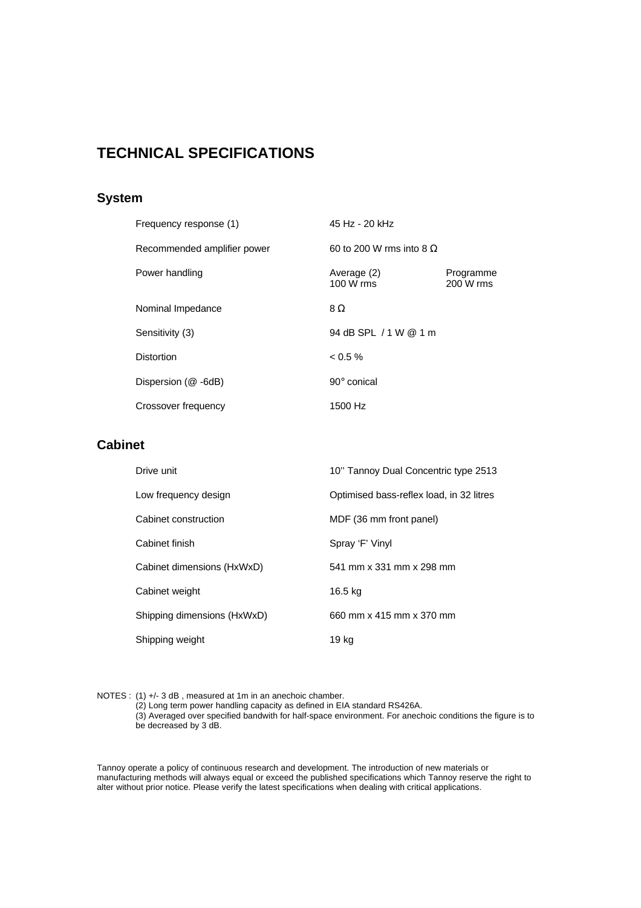# TECHNICAL SPECIFICATIONS

## System

| | | |
|---|---|---|
| Frequency response (1) | 45 Hz - 20 kHz | |
| Recommended amplifier power | 60 to 200 W rms into 8 Ω | |
| Power handling | Average (2)<br>100 W rms | Programme<br>200 W rms |
| Nominal Impedance | 8 Ω | |
| Sensitivity (3) | 94 dB SPL / 1 W @ 1 m | |
| Distortion | < 0.5 % | |
| Dispersion (@ -6dB) | 90° conical | |
| Crossover frequency | 1500 Hz | |

## Cabinet

| | |
|---|---|
| Drive unit | 10'' Tannoy Dual Concentric type 2513 |
| Low frequency design | Optimised bass-reflex load, in 32 litres |
| Cabinet construction | MDF (36 mm front panel) |
| Cabinet finish | Spray 'F' Vinyl |
| Cabinet dimensions (HxWxD) | 541 mm x 331 mm x 298 mm |
| Cabinet weight | 16.5 kg |
| Shipping dimensions (HxWxD) | 660 mm x 415 mm x 370 mm |
| Shipping weight | 19 kg |

NOTES :
(1) +/- 3 dB , measured at 1m in an anechoic chamber.
(2) Long term power handling capacity as defined in EIA standard RS426A.
(3) Averaged over specified bandwith for half-space environment. For anechoic conditions the figure is to be decreased by 3 dB.

Tannoy operate a policy of continuous research and development. The introduction of new materials or manufacturing methods will always equal or exceed the published specifications which Tannoy reserve the right to alter without prior notice. Please verify the latest specifications when dealing with critical applications.